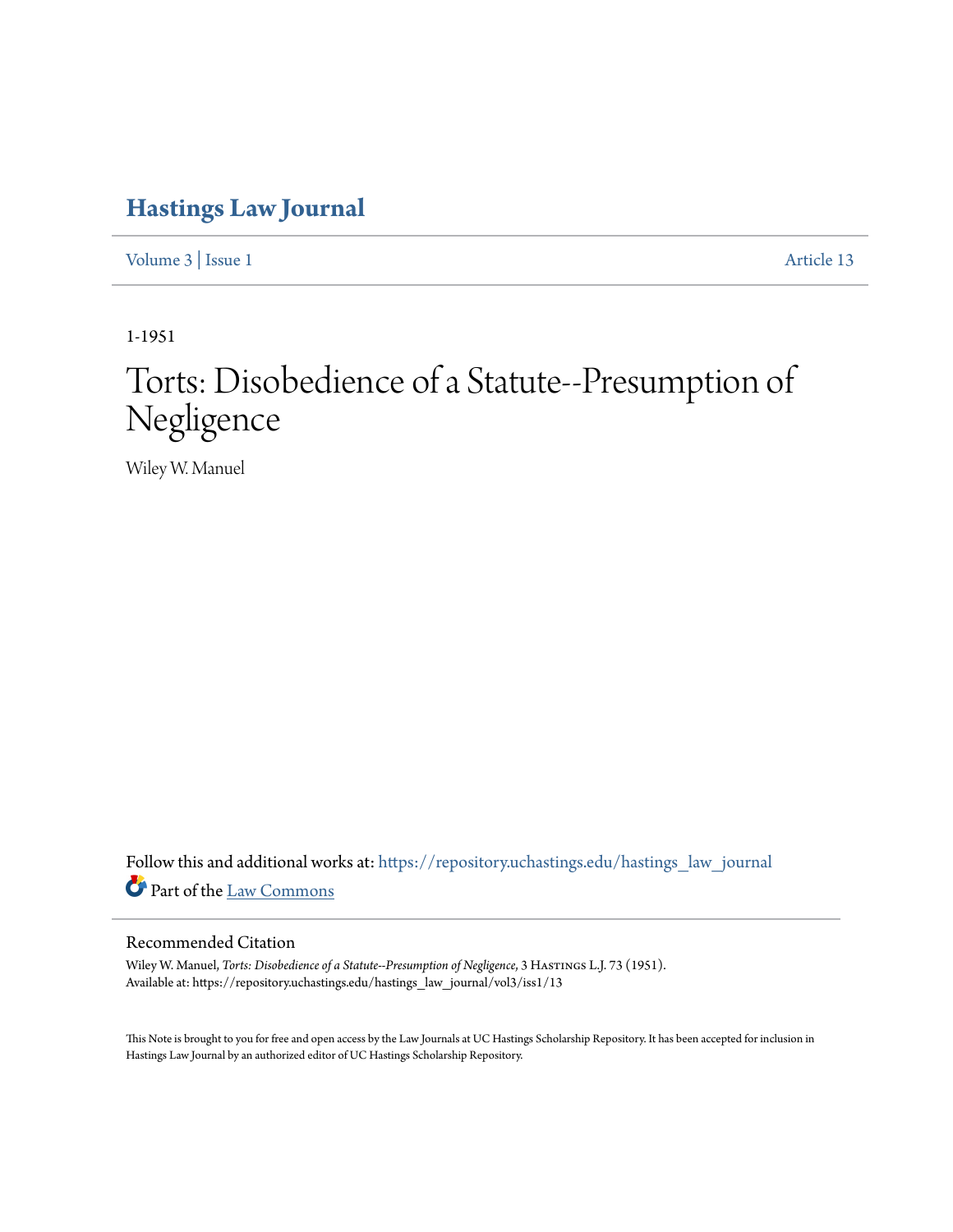# Hastings Law Journal

Volume 3 | Issue 1 Article 13

1-1951

# Torts: Disobedience of a Statute--Presumption of Negligence

Wiley W. Manuel

Follow this and additional works at: https://repository.uchastings.edu/hastings_law_journal

Part of the Law Commons

## Recommended Citation

Wiley W. Manuel, *Torts: Disobedience of a Statute--Presumption of Negligence*, 3 Hastings L.J. 73 (1951).
Available at: https://repository.uchastings.edu/hastings_law_journal/vol3/iss1/13

This Note is brought to you for free and open access by the Law Journals at UC Hastings Scholarship Repository. It has been accepted for inclusion in Hastings Law Journal by an authorized editor of UC Hastings Scholarship Repository.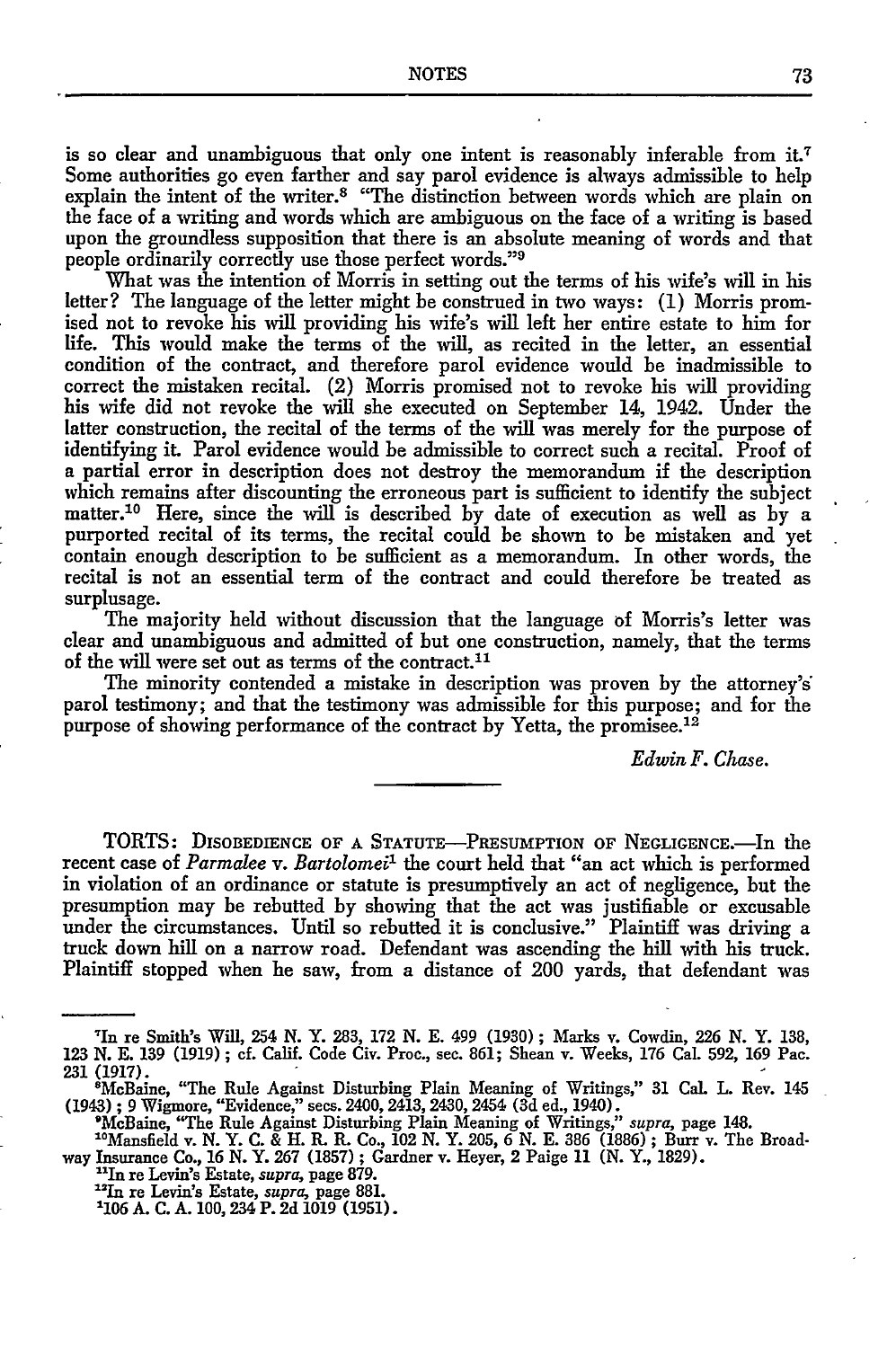is so clear and unambiguous that only one intent is reasonably inferable from it.[7] Some authorities go even farther and say parol evidence is always admissible to help explain the intent of the writer.[8] "The distinction between words which are plain on the face of a writing and words which are ambiguous on the face of a writing is based upon the groundless supposition that there is an absolute meaning of words and that people ordinarily correctly use those perfect words."[9]

What was the intention of Morris in setting out the terms of his wife's will in his letter? The language of the letter might be construed in two ways: (1) Morris promised not to revoke his will providing his wife's will left her entire estate to him for life. This would make the terms of the will, as recited in the letter, an essential condition of the contract, and therefore parol evidence would be inadmissible to correct the mistaken recital. (2) Morris promised not to revoke his will providing his wife did not revoke the will she executed on September 14, 1942. Under the latter construction, the recital of the terms of the will was merely for the purpose of identifying it. Parol evidence would be admissible to correct such a recital. Proof of a partial error in description does not destroy the memorandum if the description which remains after discounting the erroneous part is sufficient to identify the subject matter.[10] Here, since the will is described by date of execution as well as by a purported recital of its terms, the recital could be shown to be mistaken and yet contain enough description to be sufficient as a memorandum. In other words, the recital is not an essential term of the contract and could therefore be treated as surplusage.

The majority held without discussion that the language of Morris's letter was clear and unambiguous and admitted of but one construction, namely, that the terms of the will were set out as terms of the contract.[11]

The minority contended a mistake in description was proven by the attorney's parol testimony; and that the testimony was admissible for this purpose; and for the purpose of showing performance of the contract by Yetta, the promisee.[12]

*Edwin F. Chase.*

---

TORTS: Disobedience of a Statute—Presumption of Negligence.—In the recent case of *Parmalee v. Bartolomei*[1] the court held that "an act which is performed in violation of an ordinance or statute is presumptively an act of negligence, but the presumption may be rebutted by showing that the act was justifiable or excusable under the circumstances. Until so rebutted it is conclusive." Plaintiff was driving a truck down hill on a narrow road. Defendant was ascending the hill with his truck. Plaintiff stopped when he saw, from a distance of 200 yards, that defendant was

---

[7] In re Smith's Will, 254 N. Y. 283, 172 N. E. 499 (1930); Marks v. Cowdin, 226 N. Y. 138, 123 N. E. 139 (1919); cf. Calif. Code Civ. Proc., sec. 861; Shean v. Weeks, 176 Cal. 592, 169 Pac. 231 (1917).

[8] McBaine, "The Rule Against Disturbing Plain Meaning of Writings," 31 Cal. L. Rev. 145 (1943); 9 Wigmore, "Evidence," secs. 2400, 2413, 2430, 2454 (3d ed., 1940).

[9] McBaine, "The Rule Against Disturbing Plain Meaning of Writings," *supra*, page 148.

[10] Mansfield v. N. Y. C. & H. R. R. Co., 102 N. Y. 205, 6 N. E. 386 (1886); Burr v. The Broadway Insurance Co., 16 N. Y. 267 (1857); Gardner v. Heyer, 2 Paige 11 (N. Y., 1829).

[11] In re Levin's Estate, *supra*, page 879.

[12] In re Levin's Estate, *supra*, page 881.

[1] 106 A. C. A. 100, 234 P. 2d 1019 (1951).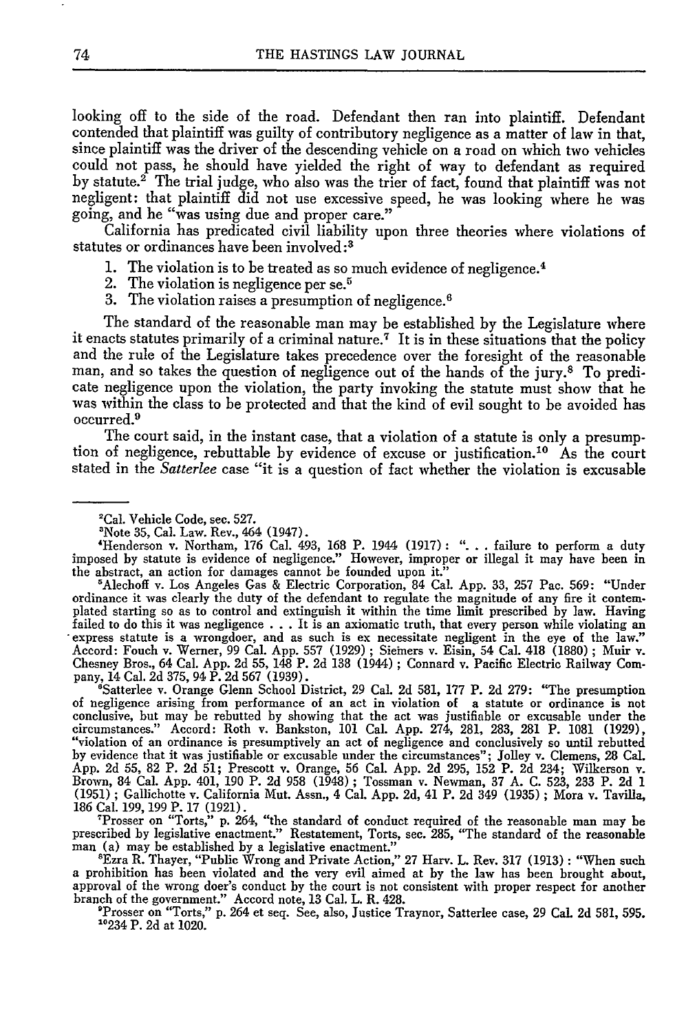looking off to the side of the road. Defendant then ran into plaintiff. Defendant contended that plaintiff was guilty of contributory negligence as a matter of law in that, since plaintiff was the driver of the descending vehicle on a road on which two vehicles could not pass, he should have yielded the right of way to defendant as required by statute.[2] The trial judge, who also was the trier of fact, found that plaintiff was not negligent: that plaintiff did not use excessive speed, he was looking where he was going, and he "was using due and proper care."

California has predicated civil liability upon three theories where violations of statutes or ordinances have been involved:[3]

1. The violation is to be treated as so much evidence of negligence.[4]
2. The violation is negligence per se.[5]
3. The violation raises a presumption of negligence.[6]

The standard of the reasonable man may be established by the Legislature where it enacts statutes primarily of a criminal nature.[7] It is in these situations that the policy and the rule of the Legislature takes precedence over the foresight of the reasonable man, and so takes the question of negligence out of the hands of the jury.[8] To predicate negligence upon the violation, the party invoking the statute must show that he was within the class to be protected and that the kind of evil sought to be avoided has occurred.[9]

The court said, in the instant case, that a violation of a statute is only a presumption of negligence, rebuttable by evidence of excuse or justification.[10] As the court stated in the *Satterlee* case "it is a question of fact whether the violation is excusable

---

[2]Cal. Vehicle Code, sec. 527.

[3]Note 35, Cal. Law. Rev., 464 (1947).

[4]Henderson v. Northam, 176 Cal. 493, 168 P. 1944 (1917): ". . . failure to perform a duty imposed by statute is evidence of negligence." However, improper or illegal it may have been in the abstract, an action for damages cannot be founded upon it."

[5]Alechoff v. Los Angeles Gas & Electric Corporation, 84 Cal. App. 33, 257 Pac. 569: "Under ordinance it was clearly the duty of the defendant to regulate the magnitude of any fire it contemplated starting so as to control and extinguish it within the time limit prescribed by law. Having failed to do this it was negligence . . . It is an axiomatic truth, that every person while violating an express statute is a wrongdoer, and as such is ex necessitate negligent in the eye of the law." Accord: Fouch v. Werner, 99 Cal. App. 557 (1929); Siemers v. Eisin, 54 Cal. 418 (1880); Muir v. Chesney Bros., 64 Cal. App. 2d 55, 148 P. 2d 138 (1944); Connard v. Pacific Electric Railway Company, 14 Cal. 2d 375, 94 P. 2d 567 (1939).

[6]Satterlee v. Orange Glenn School District, 29 Cal. 2d 581, 177 P. 2d 279: "The presumption of negligence arising from performance of an act in violation of a statute or ordinance is not conclusive, but may be rebutted by showing that the act was justifiable or excusable under the circumstances." Accord: Roth v. Bankston, 101 Cal. App. 274, 281, 283, 281 P. 1081 (1929), "violation of an ordinance is presumptively an act of negligence and conclusively so until rebutted by evidence that it was justifiable or excusable under the circumstances"; Jolley v. Clemens, 28 Cal. App. 2d 55, 82 P. 2d 51; Prescott v. Orange, 56 Cal. App. 2d 295, 152 P. 2d 234; Wilkerson v. Brown, 84 Cal. App. 401, 190 P. 2d 958 (1948); Tossman v. Newman, 37 A. C. 523, 233 P. 2d 1 (1951); Gallichotte v. California Mut. Assn., 4 Cal. App. 2d, 41 P. 2d 349 (1935); Mora v. Tavilla, 186 Cal. 199, 199 P. 17 (1921).

[7]Prosser on "Torts," p. 264, "the standard of conduct required of the reasonable man may be prescribed by legislative enactment." Restatement, Torts, sec. 285, "The standard of the reasonable man (a) may be established by a legislative enactment."

[8]Ezra R. Thayer, "Public Wrong and Private Action," 27 Harv. L. Rev. 317 (1913): "When such a prohibition has been violated and the very evil aimed at by the law has been brought about, approval of the wrong doer's conduct by the court is not consistent with proper respect for another branch of the government." Accord note, 13 Cal. L. R. 428.

[9]Prosser on "Torts," p. 264 et seq. See, also, Justice Traynor, Satterlee case, 29 Cal. 2d 581, 595.

[10]234 P. 2d at 1020.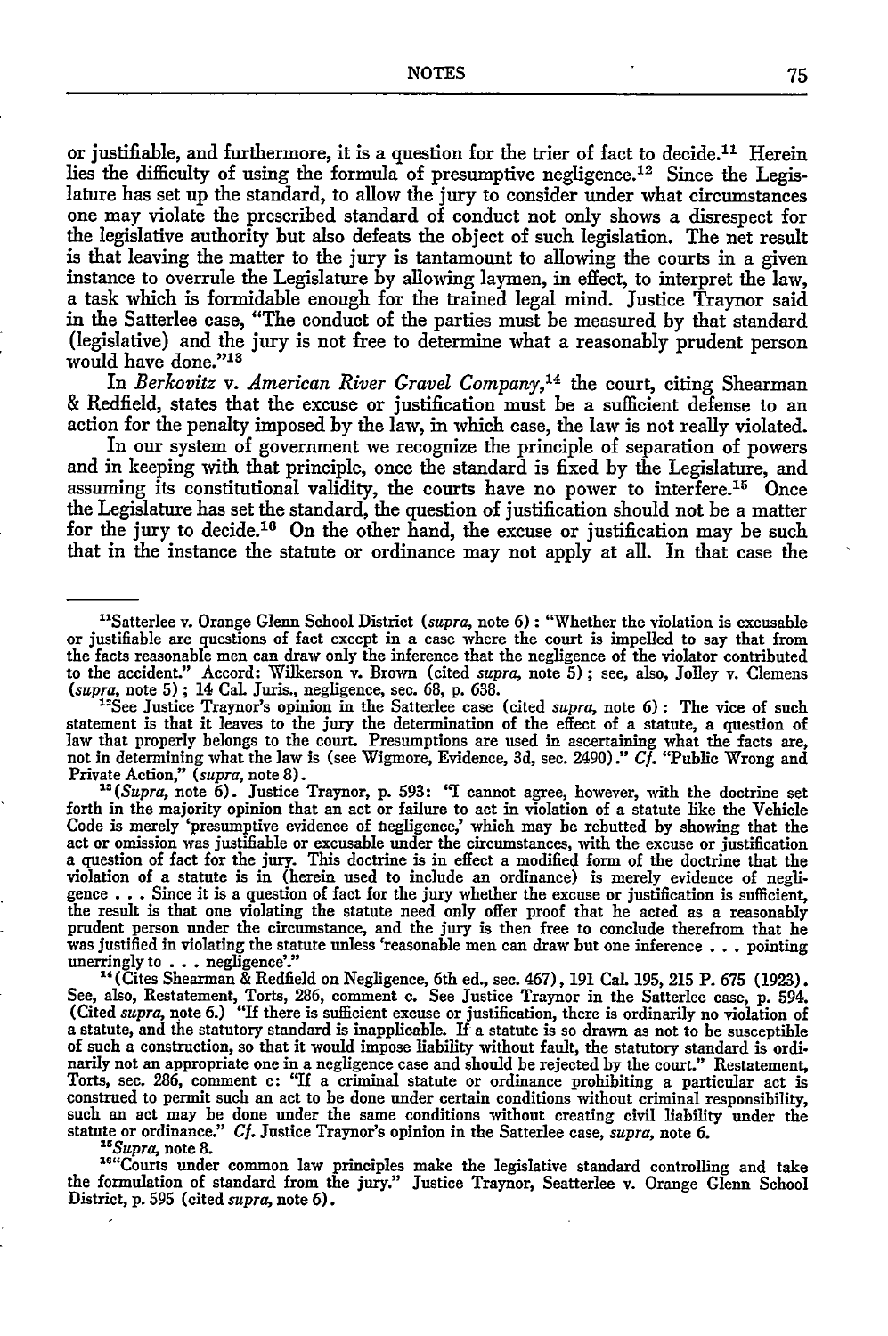or justifiable, and furthermore, it is a question for the trier of fact to decide.[11] Herein lies the difficulty of using the formula of presumptive negligence.[12] Since the Legislature has set up the standard, to allow the jury to consider under what circumstances one may violate the prescribed standard of conduct not only shows a disrespect for the legislative authority but also defeats the object of such legislation. The net result is that leaving the matter to the jury is tantamount to allowing the courts in a given instance to overrule the Legislature by allowing laymen, in effect, to interpret the law, a task which is formidable enough for the trained legal mind. Justice Traynor said in the Satterlee case, "The conduct of the parties must be measured by that standard (legislative) and the jury is not free to determine what a reasonably prudent person would have done."[13]

In *Berkovitz* v. *American River Gravel Company*,[14] the court, citing Shearman & Redfield, states that the excuse or justification must be a sufficient defense to an action for the penalty imposed by the law, in which case, the law is not really violated.

In our system of government we recognize the principle of separation of powers and in keeping with that principle, once the standard is fixed by the Legislature, and assuming its constitutional validity, the courts have no power to interfere.[15] Once the Legislature has set the standard, the question of justification should not be a matter for the jury to decide.[16] On the other hand, the excuse or justification may be such that in the instance the statute or ordinance may not apply at all. In that case the

---

[11] Satterlee v. Orange Glenn School District (*supra*, note 6): "Whether the violation is excusable or justifiable are questions of fact except in a case where the court is impelled to say that from the facts reasonable men can draw only the inference that the negligence of the violator contributed to the accident." Accord: Wilkerson v. Brown (cited *supra*, note 5); see, also, Jolley v. Clemens (*supra*, note 5); 14 Cal. Juris., negligence, sec. 68, p. 638.

[12] See Justice Traynor's opinion in the Satterlee case (cited *supra*, note 6): The vice of such statement is that it leaves to the jury the determination of the effect of a statute, a question of law that properly belongs to the court. Presumptions are used in ascertaining what the facts are, not in determining what the law is (see Wigmore, Evidence, 3d, sec. 2490)." *Cf.* "Public Wrong and Private Action," (*supra*, note 8).

[13] (*Supra*, note 6). Justice Traynor, p. 593: "I cannot agree, however, with the doctrine set forth in the majority opinion that an act or failure to act in violation of a statute like the Vehicle Code is merely 'presumptive evidence of negligence,' which may be rebutted by showing that the act or omission was justifiable or excusable under the circumstances, with the excuse or justification a question of fact for the jury. This doctrine is in effect a modified form of the doctrine that the violation of a statute is in (herein used to include an ordinance) is merely evidence of negligence . . . Since it is a question of fact for the jury whether the excuse or justification is sufficient, the result is that one violating the statute need only offer proof that he acted as a reasonably prudent person under the circumstance, and the jury is then free to conclude therefrom that he was justified in violating the statute unless 'reasonable men can draw but one inference . . . pointing unerringly to . . . negligence'."

[14] (Cites Shearman & Redfield on Negligence, 6th ed., sec. 467), 191 Cal. 195, 215 P. 675 (1923). See, also, Restatement, Torts, 286, comment c. See Justice Traynor in the Satterlee case, p. 594. (Cited *supra*, note 6.) "If there is sufficient excuse or justification, there is ordinarily no violation of a statute, and the statutory standard is inapplicable. If a statute is so drawn as not to be susceptible of such a construction, so that it would impose liability without fault, the statutory standard is ordinarily not an appropriate one in a negligence case and should be rejected by the court." Restatement, Torts, sec. 286, comment c: "If a criminal statute or ordinance prohibiting a particular act is construed to permit such an act to be done under certain conditions without criminal responsibility, such an act may be done under the same conditions without creating civil liability under the statute or ordinance." *Cf.* Justice Traynor's opinion in the Satterlee case, *supra*, note 6.

[15] *Supra*, note 8.

[16] "Courts under common law principles make the legislative standard controlling and take the formulation of standard from the jury." Justice Traynor, Seatterlee v. Orange Glenn School District, p. 595 (cited *supra*, note 6).